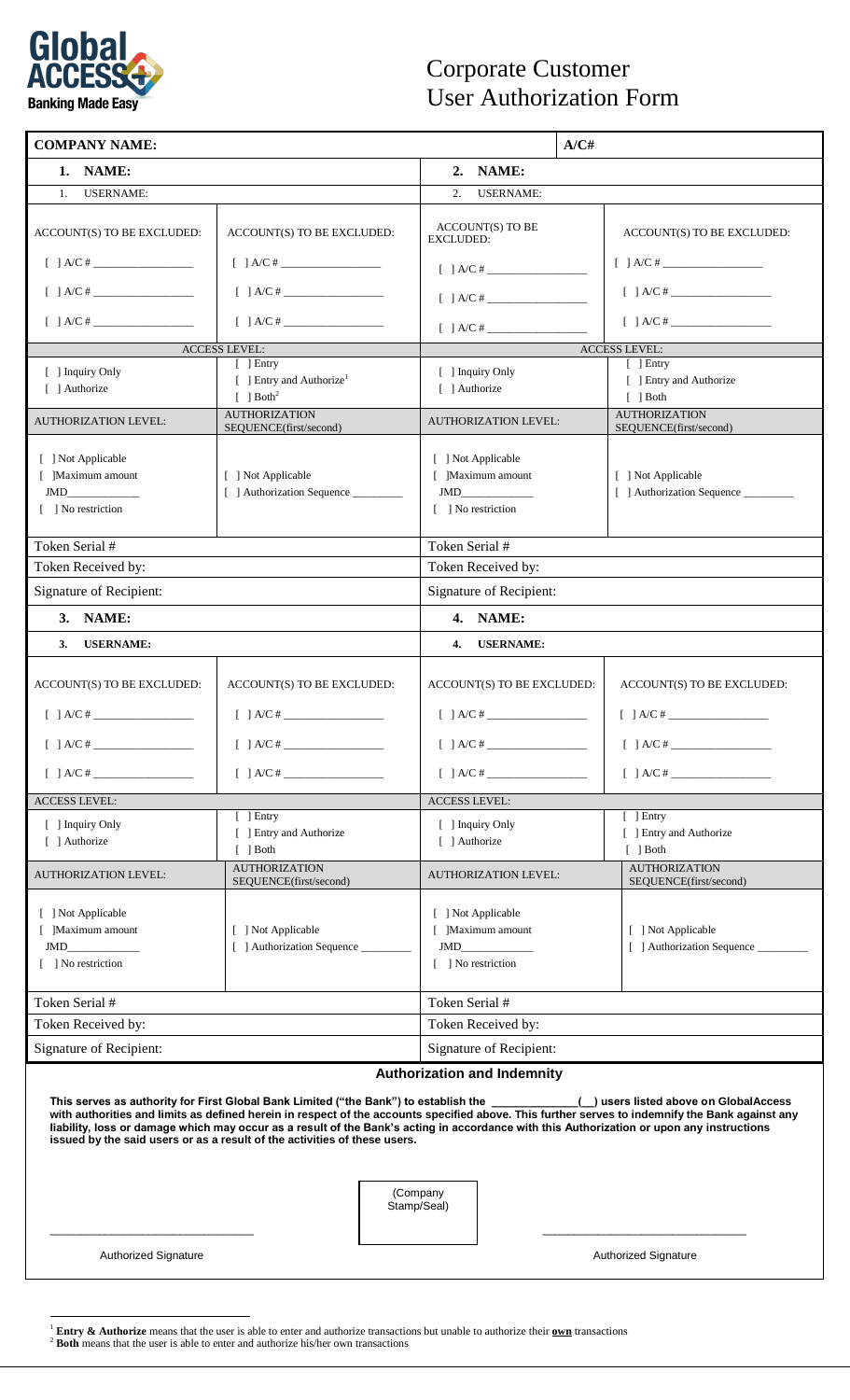**Global ACCESS Banking Made Easy**

# Corporate Customer User Authorization Form

| COMPANY NAME: | | A/C# | |
|---|---|---|---|
| **1. NAME:** | | **2. NAME:** | |
| 1. USERNAME: | | 2. USERNAME: | |
| ACCOUNT(S) TO BE EXCLUDED:<br>[ ] A/C # ________________<br>[ ] A/C # ________________<br>[ ] A/C # ________________ | ACCOUNT(S) TO BE EXCLUDED:<br>[ ] A/C # ________________<br>[ ] A/C # ________________<br>[ ] A/C # ________________ | ACCOUNT(S) TO BE EXCLUDED:<br>[ ] A/C # ________________<br>[ ] A/C # ________________<br>[ ] A/C # ________________ | ACCOUNT(S) TO BE EXCLUDED:<br>[ ] A/C # ________________<br>[ ] A/C # ________________<br>[ ] A/C # ________________ |
| ACCESS LEVEL: | | ACCESS LEVEL: | |
| [ ] Inquiry Only<br>[ ] Authorize | [ ] Entry<br>[ ] Entry and Authorize[1]<br>[ ] Both[2] | [ ] Inquiry Only<br>[ ] Authorize | [ ] Entry<br>[ ] Entry and Authorize<br>[ ] Both |
| AUTHORIZATION LEVEL: | AUTHORIZATION SEQUENCE(first/second) | AUTHORIZATION LEVEL: | AUTHORIZATION SEQUENCE(first/second) |
| [ ] Not Applicable<br>[ ]Maximum amount<br>JMD____________<br>[ ] No restriction | [ ] Not Applicable<br>[ ] Authorization Sequence ________ | [ ] Not Applicable<br>[ ]Maximum amount<br>JMD____________<br>[ ] No restriction | [ ] Not Applicable<br>[ ] Authorization Sequence ________ |
| Token Serial # | | Token Serial # | |
| Token Received by: | | Token Received by: | |
| Signature of Recipient: | | Signature of Recipient: | |
| **3. NAME:** | | **4. NAME:** | |
| **3. USERNAME:** | | **4. USERNAME:** | |
| ACCOUNT(S) TO BE EXCLUDED:<br>[ ] A/C # ________________<br>[ ] A/C # ________________<br>[ ] A/C # ________________ | ACCOUNT(S) TO BE EXCLUDED:<br>[ ] A/C # ________________<br>[ ] A/C # ________________<br>[ ] A/C # ________________ | ACCOUNT(S) TO BE EXCLUDED:<br>[ ] A/C # ________________<br>[ ] A/C # ________________<br>[ ] A/C # ________________ | ACCOUNT(S) TO BE EXCLUDED:<br>[ ] A/C # ________________<br>[ ] A/C # ________________<br>[ ] A/C # ________________ |
| ACCESS LEVEL: | | ACCESS LEVEL: | |
| [ ] Inquiry Only<br>[ ] Authorize | [ ] Entry<br>[ ] Entry and Authorize<br>[ ] Both | [ ] Inquiry Only<br>[ ] Authorize | [ ] Entry<br>[ ] Entry and Authorize<br>[ ] Both |
| AUTHORIZATION LEVEL: | AUTHORIZATION SEQUENCE(first/second) | AUTHORIZATION LEVEL: | AUTHORIZATION SEQUENCE(first/second) |
| [ ] Not Applicable<br>[ ]Maximum amount<br>JMD____________<br>[ ] No restriction | [ ] Not Applicable<br>[ ] Authorization Sequence ________ | [ ] Not Applicable<br>[ ]Maximum amount<br>JMD____________<br>[ ] No restriction | [ ] Not Applicable<br>[ ] Authorization Sequence ________ |
| Token Serial # | | Token Serial # | |
| Token Received by: | | Token Received by: | |
| Signature of Recipient: | | Signature of Recipient: | |

## Authorization and Indemnity

**This serves as authority for First Global Bank Limited ("the Bank") to establish the _____________(__) users listed above on GlobalAccess with authorities and limits as defined herein in respect of the accounts specified above. This further serves to indemnify the Bank against any liability, loss or damage which may occur as a result of the Bank's acting in accordance with this Authorization or upon any instructions issued by the said users or as a result of the activities of these users.**

(Company Stamp/Seal)

_____________________________ Authorized Signature

_____________________________ Authorized Signature

[1] **Entry & Authorize** means that the user is able to enter and authorize transactions but unable to authorize their **own** transactions

[2] **Both** means that the user is able to enter and authorize his/her own transactions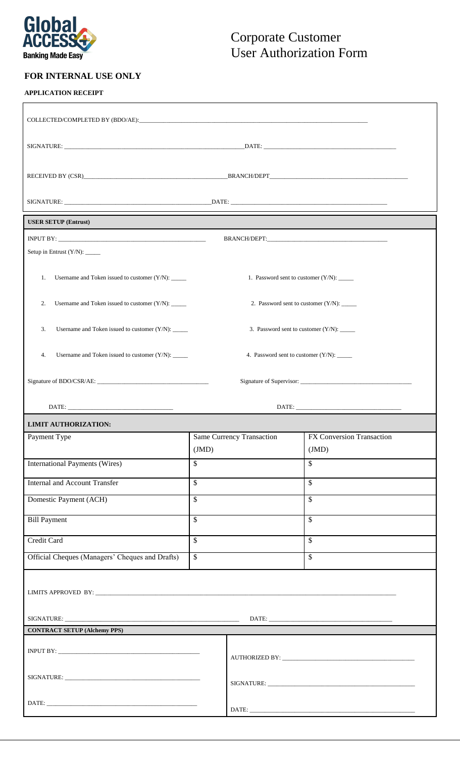Global ACCESS Banking Made Easy

# Corporate Customer User Authorization Form

## FOR INTERNAL USE ONLY

**APPLICATION RECEIPT**

COLLECTED/COMPLETED BY (BDO/AE):_______________________________________________

SIGNATURE: _______________________________________ DATE: ___________________________

RECEIVED BY (CSR)_____________________________ BRANCH/DEPT___________________________

SIGNATURE: _______________________________ DATE: ________________________________

**USER SETUP (Entrust)**

INPUT BY: ________________________________ BRANCH/DEPT:__________________________

Setup in Entrust (Y/N): _____

1. Username and Token issued to customer (Y/N): _____ 1. Password sent to customer (Y/N): _____
2. Username and Token issued to customer (Y/N): _____ 2. Password sent to customer (Y/N): _____
3. Username and Token issued to customer (Y/N): _____ 3. Password sent to customer (Y/N): _____
4. Username and Token issued to customer (Y/N): _____ 4. Password sent to customer (Y/N): _____

Signature of BDO/CSR/AE: _______________________ Signature of Supervisor: _______________________

DATE: ______________________ DATE: ______________________

**LIMIT AUTHORIZATION:**

| Payment Type | Same Currency Transaction (JMD) | FX Conversion Transaction (JMD) |
|---|---|---|
| International Payments (Wires) | $ | $ |
| Internal and Account Transfer | $ | $ |
| Domestic Payment (ACH) | $ | $ |
| Bill Payment | $ | $ |
| Credit Card | $ | $ |
| Official Cheques (Managers' Cheques and Drafts) | $ | $ |

LIMITS APPROVED BY: _______________________________________________

SIGNATURE: _______________________________ DATE: ___________________________

**CONTRACT SETUP (Alchemy PPS)**

INPUT BY: ______________________________ AUTHORIZED BY: ______________________________

SIGNATURE: ______________________________ SIGNATURE: ______________________________

DATE: ______________________________ DATE: ______________________________